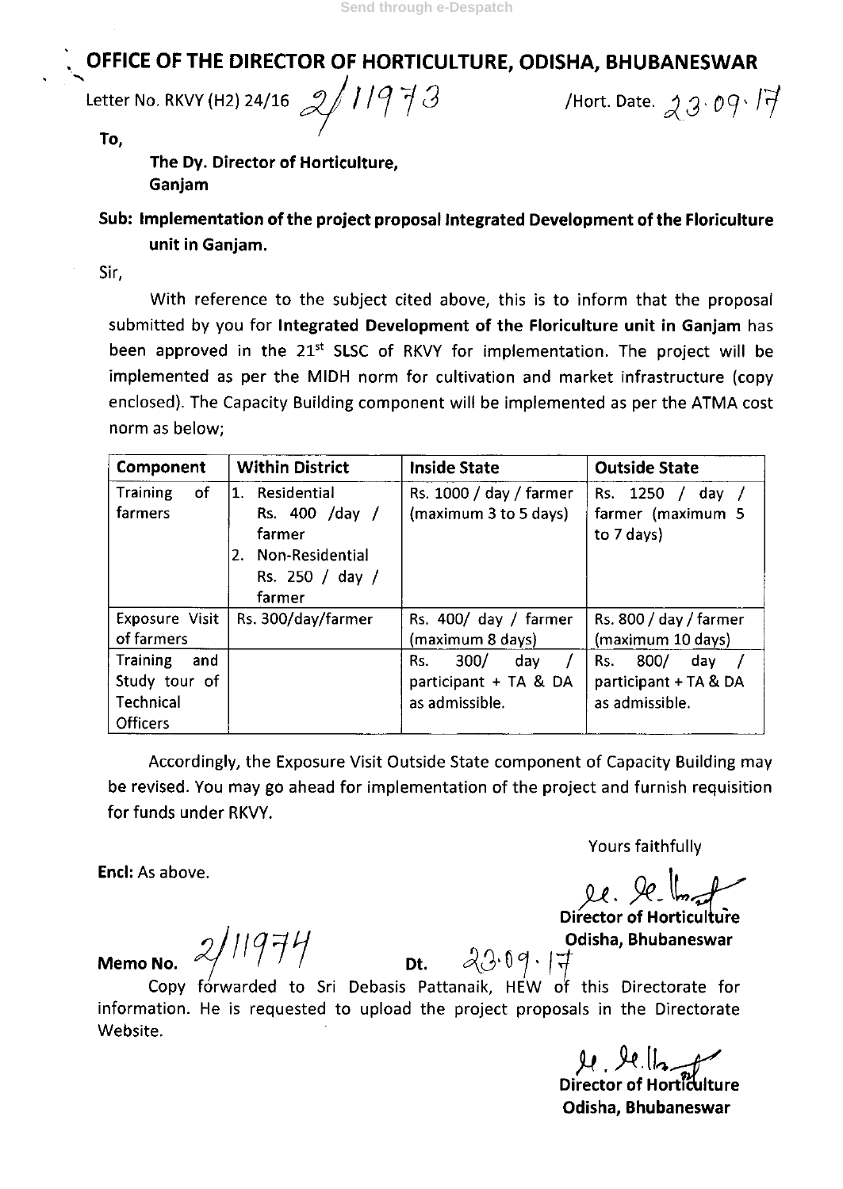Send through e-Despatch

# OFFICE OF THE DIRECTOR OF HORTICULTURE, ODISHA, BHUBANESWAR

Letter No. RKVY (H2) 24/16 2/11973 /Hort. Date. 23.09.17

**To,**

**The Dy. Director of Horticulture,**
**Ganjam**

**Sub: Implementation of the project proposal Integrated Development of the Floriculture unit in Ganjam.**

Sir,

With reference to the subject cited above, this is to inform that the proposal submitted by you for **Integrated Development of the Floriculture unit in Ganjam** has been approved in the 21st SLSC of RKVY for implementation. The project will be implemented as per the MIDH norm for cultivation and market infrastructure (copy enclosed). The Capacity Building component will be implemented as per the ATMA cost norm as below;

| Component | Within District | Inside State | Outside State |
|---|---|---|---|
| Training of farmers | 1. Residential Rs. 400 /day / farmer<br>2. Non-Residential Rs. 250 / day / farmer | Rs. 1000 / day / farmer (maximum 3 to 5 days) | Rs. 1250 / day / farmer (maximum 5 to 7 days) |
| Exposure Visit of farmers | Rs. 300/day/farmer | Rs. 400/ day / farmer (maximum 8 days) | Rs. 800 / day / farmer (maximum 10 days) |
| Training and Study tour of Technical Officers | | Rs. 300/ day / participant + TA & DA as admissible. | Rs. 800/ day / participant + TA & DA as admissible. |

Accordingly, the Exposure Visit Outside State component of Capacity Building may be revised. You may go ahead for implementation of the project and furnish requisition for funds under RKVY.

Yours faithfully

**Encl:** As above.

**Director of Horticulture**
**Odisha, Bhubaneswar**

**Memo No.** 2/11974 **Dt.** 23.09.17

Copy forwarded to Sri Debasis Pattanaik, HEW of this Directorate for information. He is requested to upload the project proposals in the Directorate Website.

**Director of Horticulture**
**Odisha, Bhubaneswar**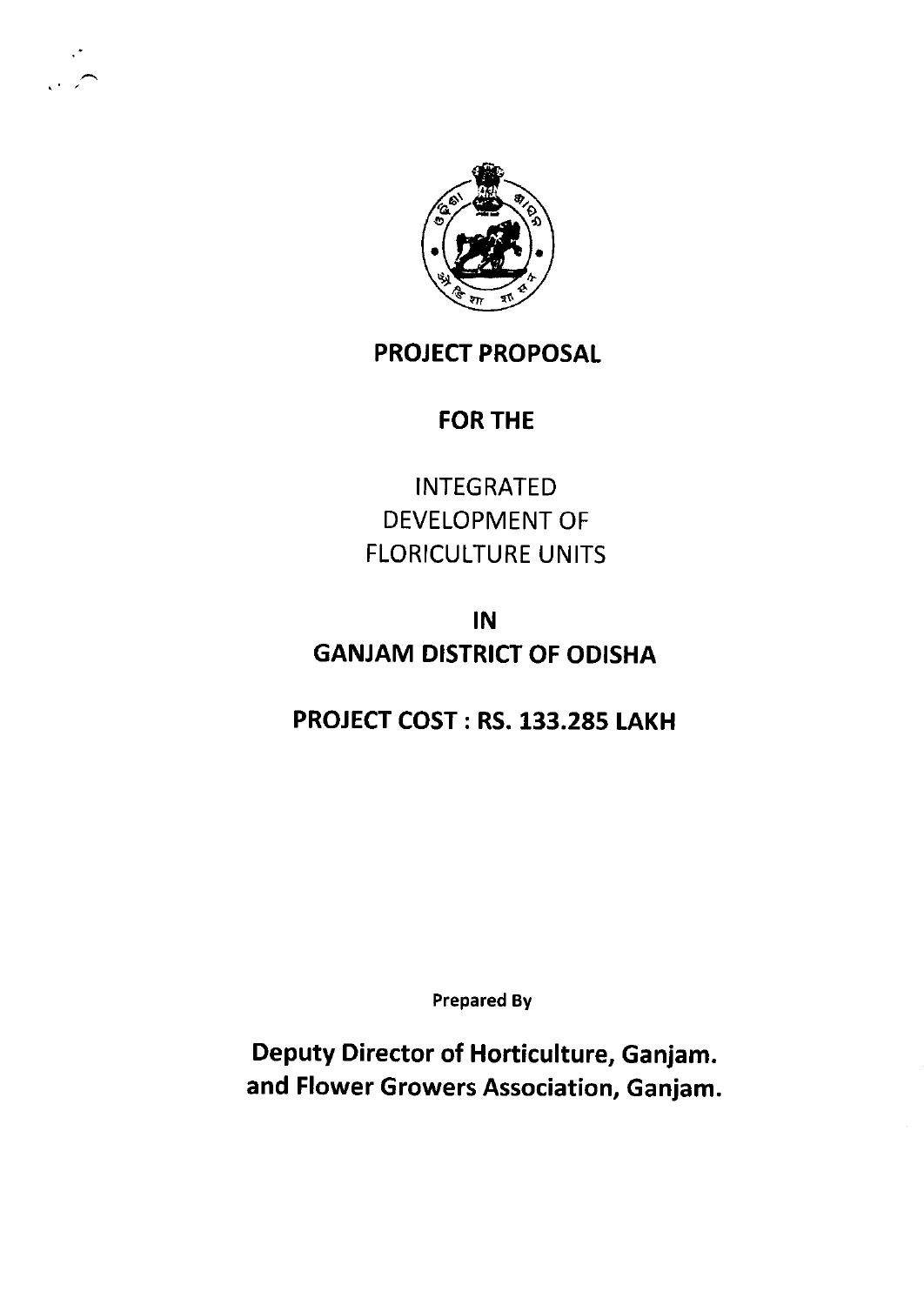# PROJECT PROPOSAL

## FOR THE

## INTEGRATED DEVELOPMENT OF FLORICULTURE UNITS

## IN

## GANJAM DISTRICT OF ODISHA

## PROJECT COST : RS. 133.285 LAKH

Prepared By

**Deputy Director of Horticulture, Ganjam.**
**and Flower Growers Association, Ganjam.**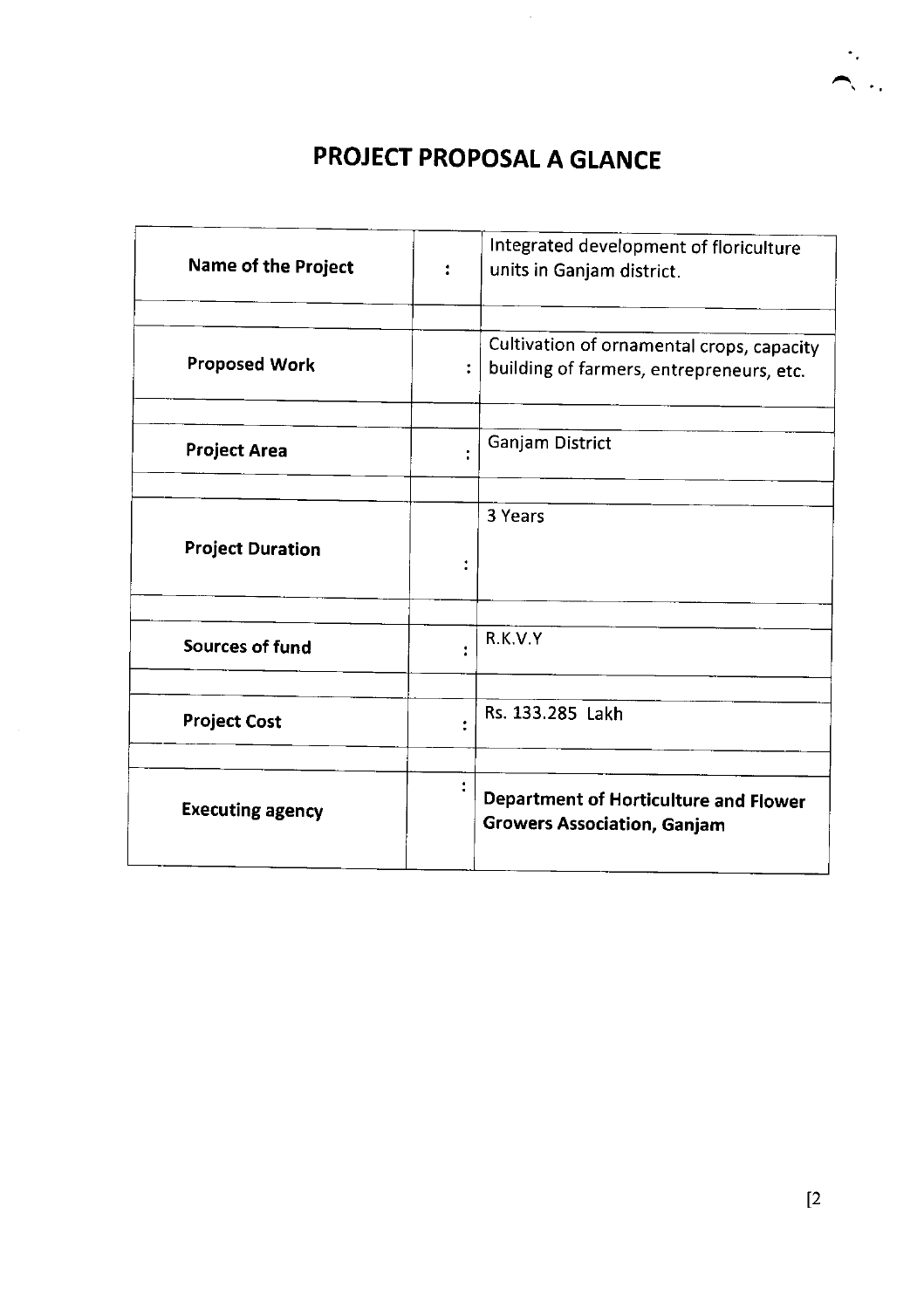# PROJECT PROPOSAL A GLANCE

| | | |
|---|---|---|
| **Name of the Project** | : | Integrated development of floriculture units in Ganjam district. |
| **Proposed Work** | : | Cultivation of ornamental crops, capacity building of farmers, entrepreneurs, etc. |
| **Project Area** | : | Ganjam District |
| **Project Duration** | : | 3 Years |
| **Sources of fund** | : | R.K.V.Y |
| **Project Cost** | : | Rs. 133.285 Lakh |
| **Executing agency** | : | **Department of Horticulture and Flower Growers Association, Ganjam** |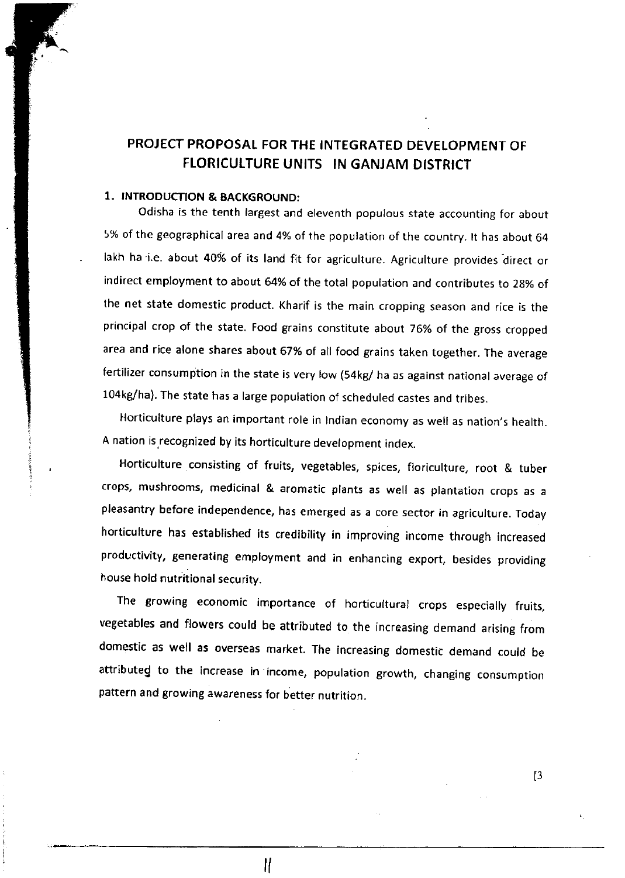# PROJECT PROPOSAL FOR THE INTEGRATED DEVELOPMENT OF FLORICULTURE UNITS IN GANJAM DISTRICT

## 1. INTRODUCTION & BACKGROUND:

Odisha is the tenth largest and eleventh populous state accounting for about 5% of the geographical area and 4% of the population of the country. It has about 64 lakh ha i.e. about 40% of its land fit for agriculture. Agriculture provides direct or indirect employment to about 64% of the total population and contributes to 28% of the net state domestic product. Kharif is the main cropping season and rice is the principal crop of the state. Food grains constitute about 76% of the gross cropped area and rice alone shares about 67% of all food grains taken together. The average fertilizer consumption in the state is very low (54kg/ ha as against national average of 104kg/ha). The state has a large population of scheduled castes and tribes.

Horticulture plays an important role in Indian economy as well as nation's health. A nation is recognized by its horticulture development index.

Horticulture consisting of fruits, vegetables, spices, floriculture, root & tuber crops, mushrooms, medicinal & aromatic plants as well as plantation crops as a pleasantry before independence, has emerged as a core sector in agriculture. Today horticulture has established its credibility in improving income through increased productivity, generating employment and in enhancing export, besides providing house hold nutritional security.

The growing economic importance of horticultural crops especially fruits, vegetables and flowers could be attributed to the increasing demand arising from domestic as well as overseas market. The increasing domestic demand could be attributed to the increase in income, population growth, changing consumption pattern and growing awareness for better nutrition.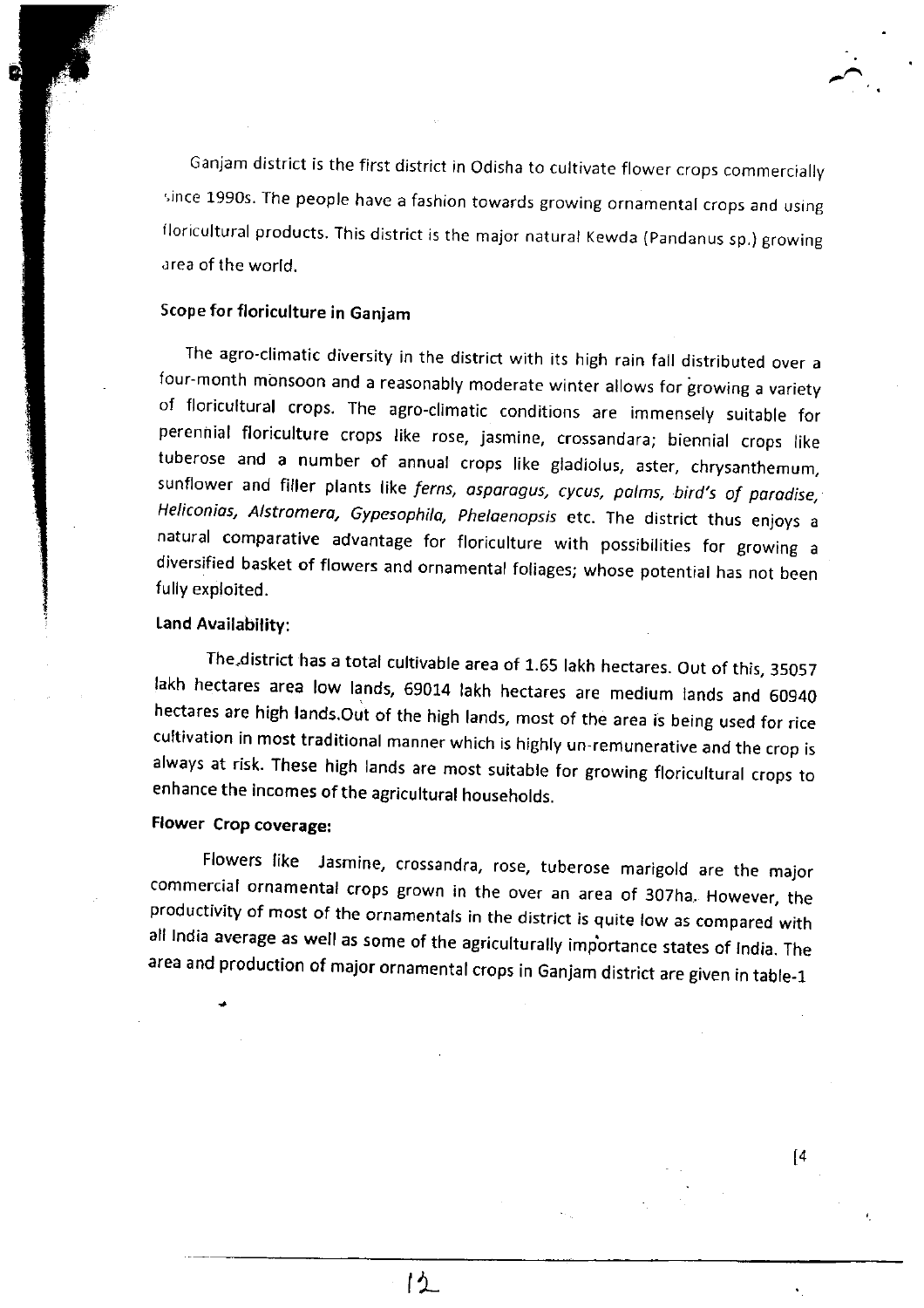Ganjam district is the first district in Odisha to cultivate flower crops commercially since 1990s. The people have a fashion towards growing ornamental crops and using floricultural products. This district is the major natural Kewda (Pandanus sp.) growing area of the world.

**Scope for floriculture in Ganjam**

The agro-climatic diversity in the district with its high rain fall distributed over a four-month monsoon and a reasonably moderate winter allows for growing a variety of floricultural crops. The agro-climatic conditions are immensely suitable for perennial floriculture crops like rose, jasmine, crossandara; biennial crops like tuberose and a number of annual crops like gladiolus, aster, chrysanthemum, sunflower and filler plants like *ferns, asparagus, cycus, palms, bird's of paradise, Heliconias, Alstromera, Gypesophila, Phelaenopsis* etc. The district thus enjoys a natural comparative advantage for floriculture with possibilities for growing a diversified basket of flowers and ornamental foliages; whose potential has not been fully exploited.

**Land Availability:**

The district has a total cultivable area of 1.65 lakh hectares. Out of this, 35057 lakh hectares area low lands, 69014 lakh hectares are medium lands and 60940 hectares are high lands.Out of the high lands, most of the area is being used for rice cultivation in most traditional manner which is highly un-remunerative and the crop is always at risk. These high lands are most suitable for growing floricultural crops to enhance the incomes of the agricultural households.

**Flower Crop coverage:**

Flowers like Jasmine, crossandra, rose, tuberose marigold are the major commercial ornamental crops grown in the over an area of 307ha. However, the productivity of most of the ornamentals in the district is quite low as compared with all India average as well as some of the agriculturally importance states of India. The area and production of major ornamental crops in Ganjam district are given in table-1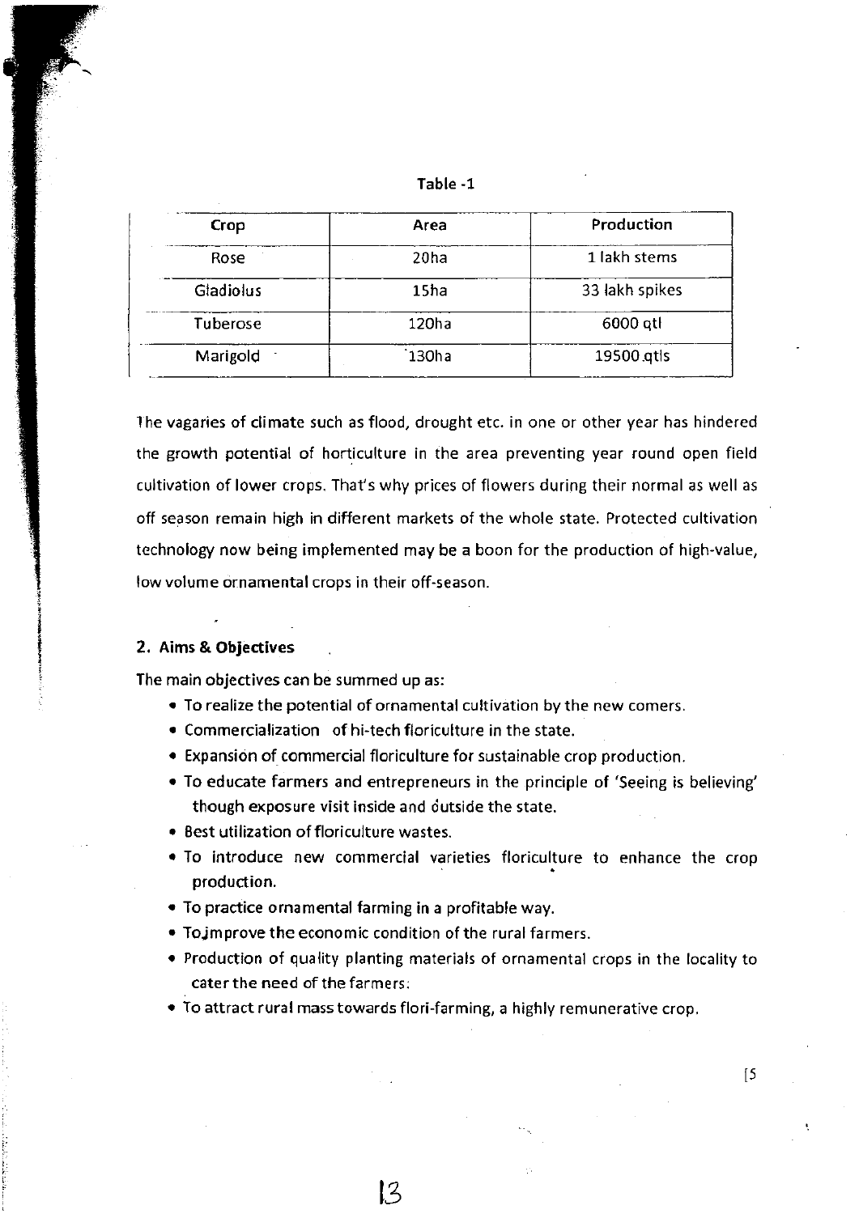Table -1

| Crop | Area | Production |
|---|---|---|
| Rose | 20ha | 1 lakh stems |
| Gladiolus | 15ha | 33 lakh spikes |
| Tuberose | 120ha | 6000 qtl |
| Marigold | 130ha | 19500 qtls |

The vagaries of climate such as flood, drought etc. in one or other year has hindered the growth potential of horticulture in the area preventing year round open field cultivation of lower crops. That's why prices of flowers during their normal as well as off season remain high in different markets of the whole state. Protected cultivation technology now being implemented may be a boon for the production of high-value, low volume ornamental crops in their off-season.

## 2. Aims & Objectives

The main objectives can be summed up as:

- To realize the potential of ornamental cultivation by the new comers.
- Commercialization of hi-tech floriculture in the state.
- Expansion of commercial floriculture for sustainable crop production.
- To educate farmers and entrepreneurs in the principle of 'Seeing is believing' though exposure visit inside and outside the state.
- Best utilization of floriculture wastes.
- To introduce new commercial varieties floriculture to enhance the crop production.
- To practice ornamental farming in a profitable way.
- To improve the economic condition of the rural farmers.
- Production of quality planting materials of ornamental crops in the locality to cater the need of the farmers.
- To attract rural mass towards flori-farming, a highly remunerative crop.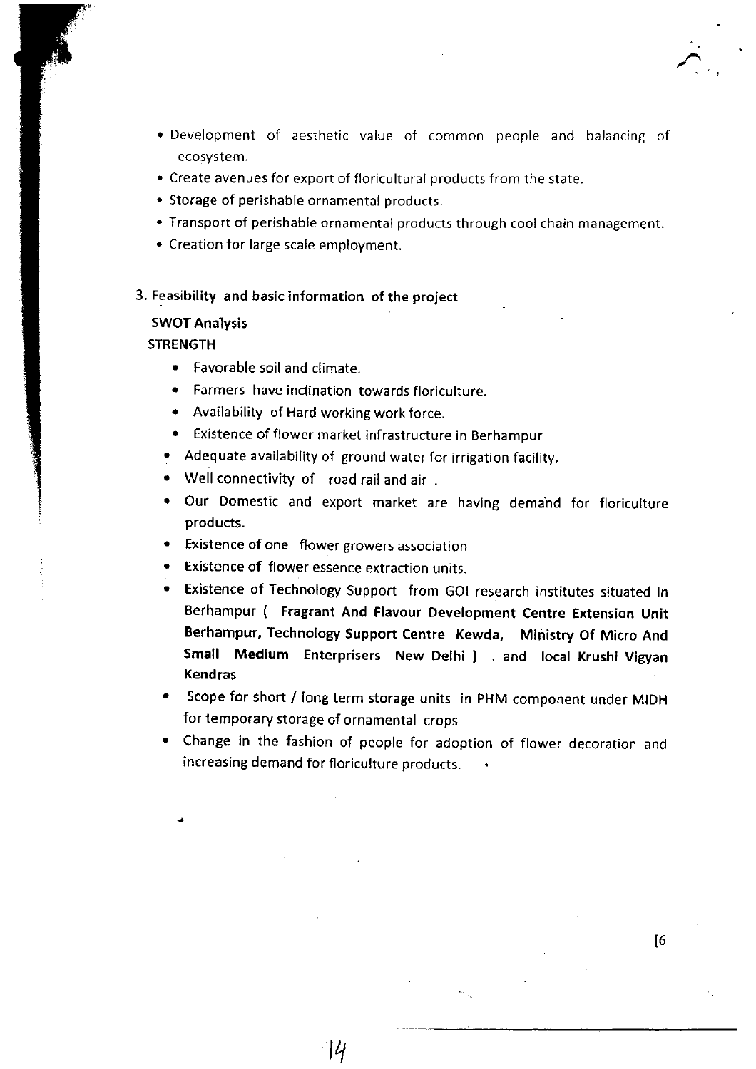- Development of aesthetic value of common people and balancing of ecosystem.
- Create avenues for export of floricultural products from the state.
- Storage of perishable ornamental products.
- Transport of perishable ornamental products through cool chain management.
- Creation for large scale employment.

**3. Feasibility and basic information of the project**

**SWOT Analysis**

**STRENGTH**

- Favorable soil and climate.
- Farmers have inclination towards floriculture.
- Availability of Hard working work force.
- Existence of flower market infrastructure in Berhampur
- Adequate availability of ground water for irrigation facility.
- Well connectivity of road rail and air .
- Our Domestic and export market are having demand for floriculture products.
- Existence of one flower growers association
- Existence of flower essence extraction units.
- Existence of Technology Support from GOI research institutes situated in Berhampur ( **Fragrant And Flavour Development Centre Extension Unit Berhampur, Technology Support Centre Kewda, Ministry Of Micro And Small Medium Enterprisers New Delhi** ) . and local **Krushi Vigyan Kendras**
- Scope for short / long term storage units in PHM component under MIDH for temporary storage of ornamental crops
- Change in the fashion of people for adoption of flower decoration and increasing demand for floriculture products.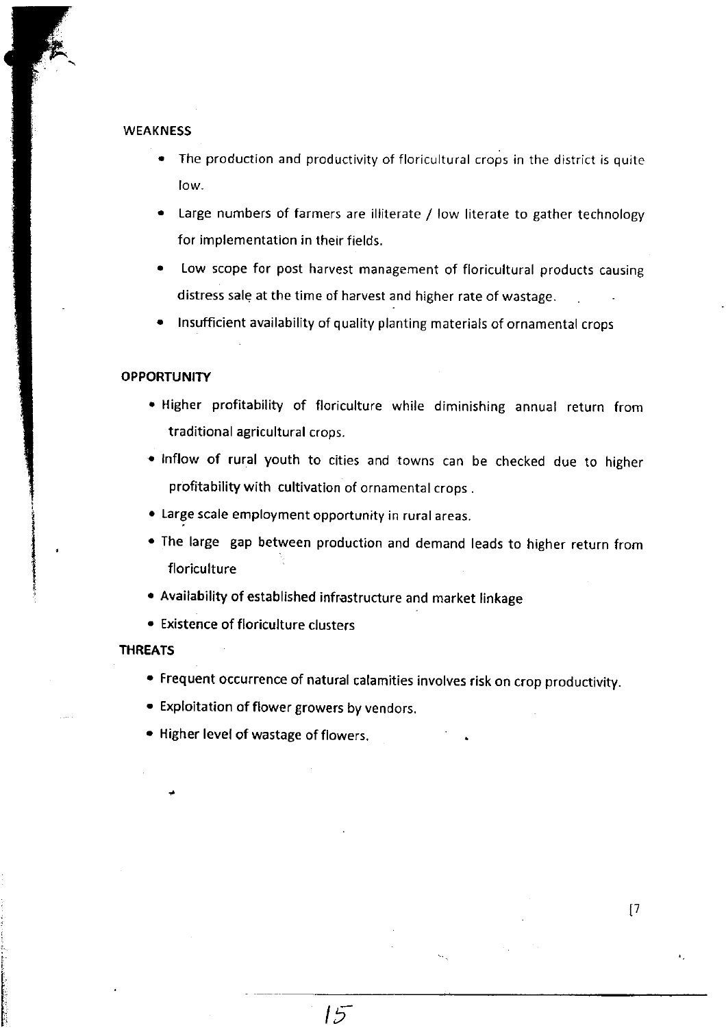## WEAKNESS

- The production and productivity of floricultural crops in the district is quite low.
- Large numbers of farmers are illiterate / low literate to gather technology for implementation in their fields.
- Low scope for post harvest management of floricultural products causing distress sale at the time of harvest and higher rate of wastage.
- Insufficient availability of quality planting materials of ornamental crops

## OPPORTUNITY

- Higher profitability of floriculture while diminishing annual return from traditional agricultural crops.
- Inflow of rural youth to cities and towns can be checked due to higher profitability with cultivation of ornamental crops .
- Large scale employment opportunity in rural areas.
- The large gap between production and demand leads to higher return from floriculture
- Availability of established infrastructure and market linkage
- Existence of floriculture clusters

## THREATS

- Frequent occurrence of natural calamities involves risk on crop productivity.
- Exploitation of flower growers by vendors.
- Higher level of wastage of flowers.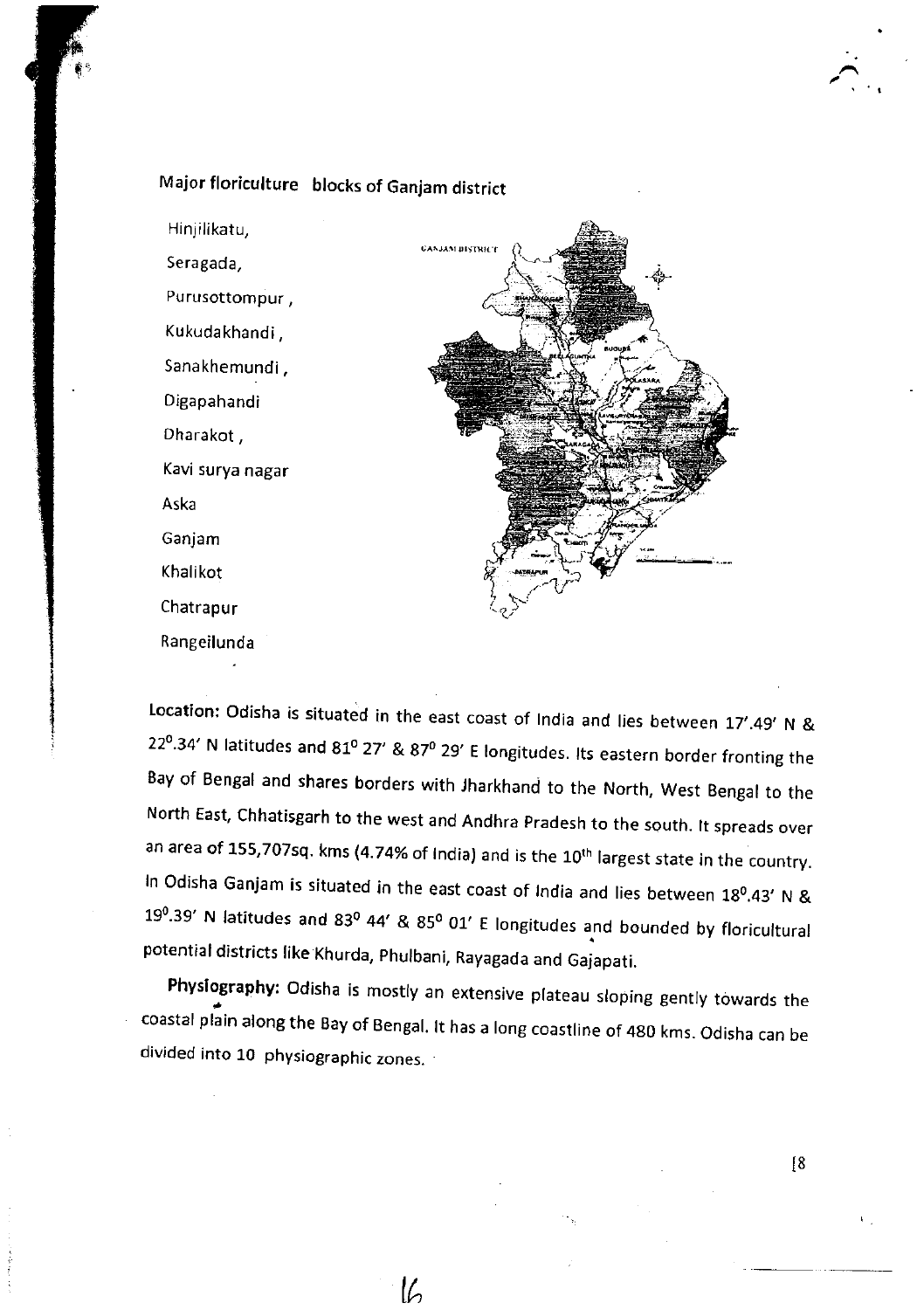Major floriculture blocks of Ganjam district

Hinjilikatu,

Seragada,

Purusottompur ,

Kukudakhandi ,

Sanakhemundi ,

Digapahandi

Dharakot ,

Kavi surya nagar

Aska

Ganjam

Khalikot

Chatrapur

Rangeilunda

**Location:** Odisha is situated in the east coast of India and lies between 17'.49' N & $22^0$.34' N latitudes and $81^0$ 27' & $87^0$ 29' E longitudes. Its eastern border fronting the Bay of Bengal and shares borders with Jharkhand to the North, West Bengal to the North East, Chhatisgarh to the west and Andhra Pradesh to the south. It spreads over an area of 155,707sq. kms (4.74% of India) and is the 10th largest state in the country. In Odisha Ganjam is situated in the east coast of India and lies between $18^0$.43' N & $19^0$.39' N latitudes and $83^0$ 44' & $85^0$ 01' E longitudes and bounded by floricultural potential districts like Khurda, Phulbani, Rayagada and Gajapati.

**Physiography:** Odisha is mostly an extensive plateau sloping gently towards the coastal plain along the Bay of Bengal. It has a long coastline of 480 kms. Odisha can be divided into 10 physiographic zones.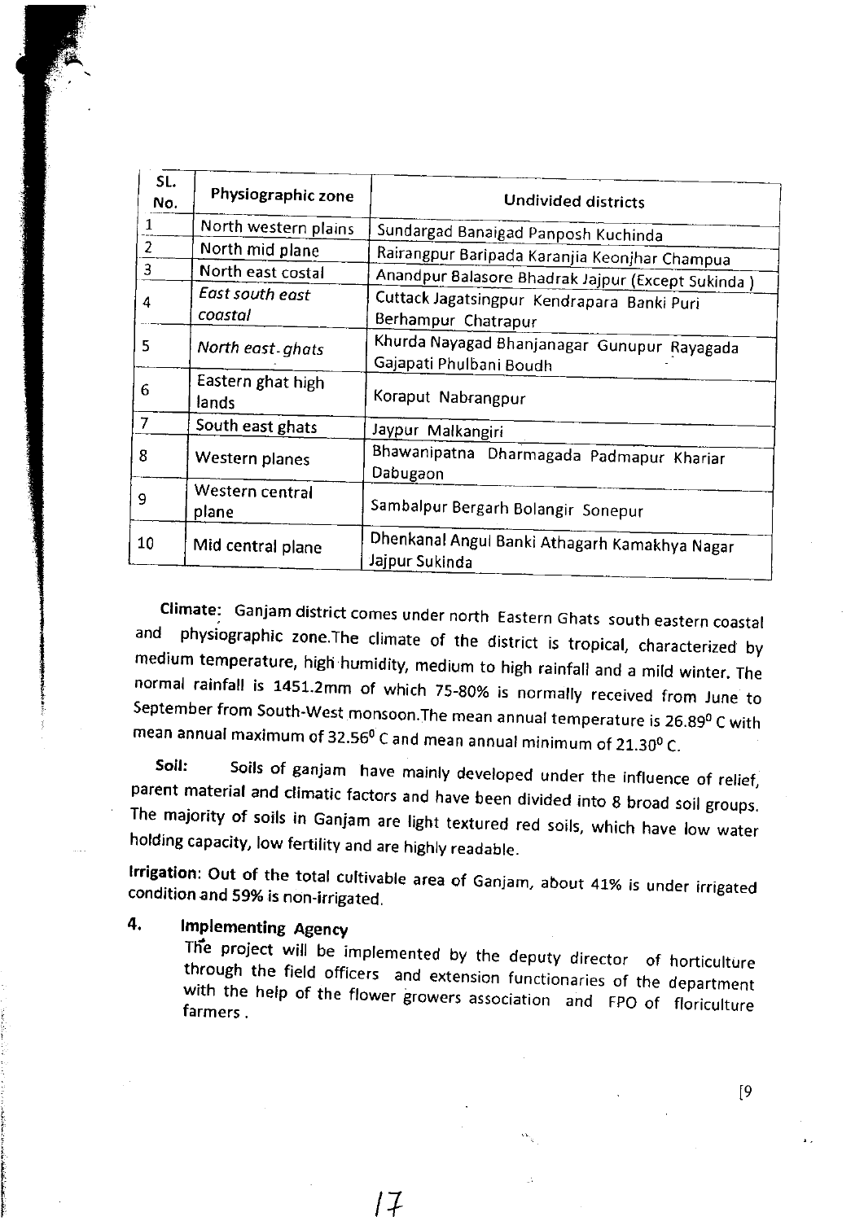| SL. No. | Physiographic zone | Undivided districts |
|---|---|---|
| 1 | North western plains | Sundargad Banaigad Panposh Kuchinda |
| 2 | North mid plane | Rairangpur Baripada Karanjia Keonjhar Champua |
| 3 | North east costal | Anandpur Balasore Bhadrak Jajpur (Except Sukinda ) |
| 4 | *East south east coastal* | Cuttack Jagatsingpur Kendrapara Banki Puri Berhampur Chatrapur |
| 5 | *North east-ghats* | Khurda Nayagad Bhanjanagar Gunupur Rayagada Gajapati Phulbani Boudh |
| 6 | Eastern ghat high lands | Koraput Nabrangpur |
| 7 | South east ghats | Jaypur Malkangiri |
| 8 | Western planes | Bhawanipatna Dharmagada Padmapur Khariar Dabugaon |
| 9 | Western central plane | Sambalpur Bergarh Bolangir Sonepur |
| 10 | Mid central plane | Dhenkanal Angul Banki Athagarh Kamakhya Nagar Jajpur Sukinda |

**Climate**: Ganjam district comes under north Eastern Ghats south eastern coastal and physiographic zone.The climate of the district is tropical, characterized by medium temperature, high humidity, medium to high rainfall and a mild winter. The normal rainfall is 1451.2mm of which 75-80% is normally received from June to September from South-West monsoon.The mean annual temperature is 26.89$^0$ C with mean annual maximum of 32.56$^0$ C and mean annual minimum of 21.30$^0$ C.

**Soil:** Soils of ganjam have mainly developed under the influence of relief, parent material and climatic factors and have been divided into 8 broad soil groups. The majority of soils in Ganjam are light textured red soils, which have low water holding capacity, low fertility and are highly readable.

**Irrigation**: Out of the total cultivable area of Ganjam, about 41% is under irrigated condition and 59% is non-irrigated.

## 4. Implementing Agency

The project will be implemented by the deputy director of horticulture through the field officers and extension functionaries of the department with the help of the flower growers association and FPO of floriculture farmers .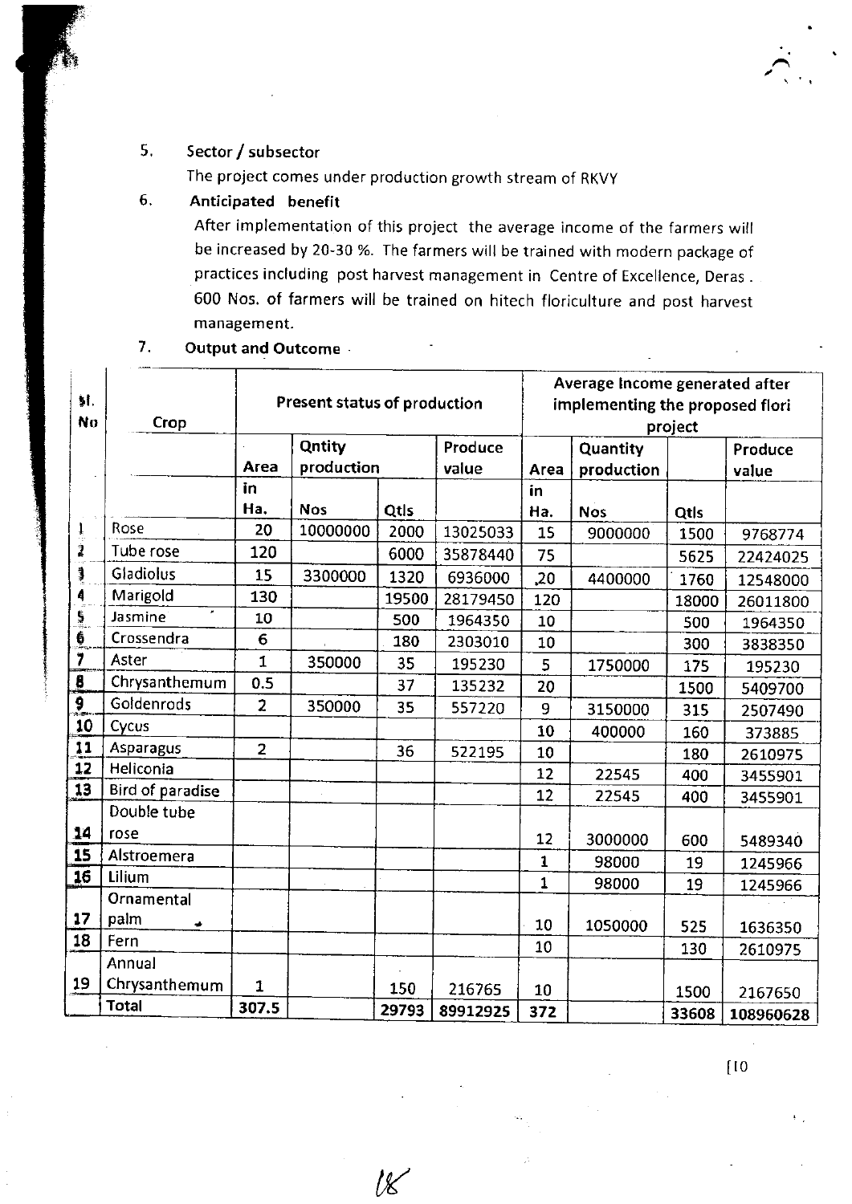5. **Sector / subsector**

   The project comes under production growth stream of RKVY

6. **Anticipated benefit**

   After implementation of this project the average income of the farmers will be increased by 20-30 %. The farmers will be trained with modern package of practices including post harvest management in Centre of Excellence, Deras. 600 Nos. of farmers will be trained on hitech floriculture and post harvest management.

7. **Output and Outcome**

| Sl. No | Crop | Present status of production | | | | Average Income generated after implementing the proposed flori project | | | |
|---|---|---|---|---|---|---|---|---|---|
| | | Area | Qntity production | | Produce value | Area | Quantity production | | Produce value |
| | | in Ha. | Nos | Qtls | | in Ha. | Nos | Qtls | |
| 1 | Rose | 20 | 10000000 | 2000 | 13025033 | 15 | 9000000 | 1500 | 9768774 |
| 2 | Tube rose | 120 | | 6000 | 35878440 | 75 | | 5625 | 22424025 |
| 3 | Gladiolus | 15 | 3300000 | 1320 | 6936000 | ,20 | 4400000 | 1760 | 12548000 |
| 4 | Marigold | 130 | | 19500 | 28179450 | 120 | | 18000 | 26011800 |
| 5 | Jasmine | 10 | | 500 | 1964350 | 10 | | 500 | 1964350 |
| 6 | Crossendra | 6 | | 180 | 2303010 | 10 | | 300 | 3838350 |
| 7 | Aster | 1 | 350000 | 35 | 195230 | 5 | 1750000 | 175 | 195230 |
| 8 | Chrysanthemum | 0.5 | | 37 | 135232 | 20 | | 1500 | 5409700 |
| 9 | Goldenrods | 2 | 350000 | 35 | 557220 | 9 | 3150000 | 315 | 2507490 |
| 10 | Cycus | | | | | 10 | 400000 | 160 | 373885 |
| 11 | Asparagus | 2 | | 36 | 522195 | 10 | | 180 | 2610975 |
| 12 | Heliconia | | | | | 12 | 22545 | 400 | 3455901 |
| 13 | Bird of paradise | | | | | 12 | 22545 | 400 | 3455901 |
| 14 | Double tube rose | | | | | 12 | 3000000 | 600 | 5489340 |
| 15 | Alstroemera | | | | | 1 | 98000 | 19 | 1245966 |
| 16 | Lilium | | | | | 1 | 98000 | 19 | 1245966 |
| 17 | Ornamental palm | | | | | 10 | 1050000 | 525 | 1636350 |
| 18 | Fern | | | | | 10 | | 130 | 2610975 |
| 19 | Annual Chrysanthemum | 1 | | 150 | 216765 | 10 | | 1500 | 2167650 |
| | Total | 307.5 | | 29793 | 89912925 | 372 | | 33608 | 108960628 |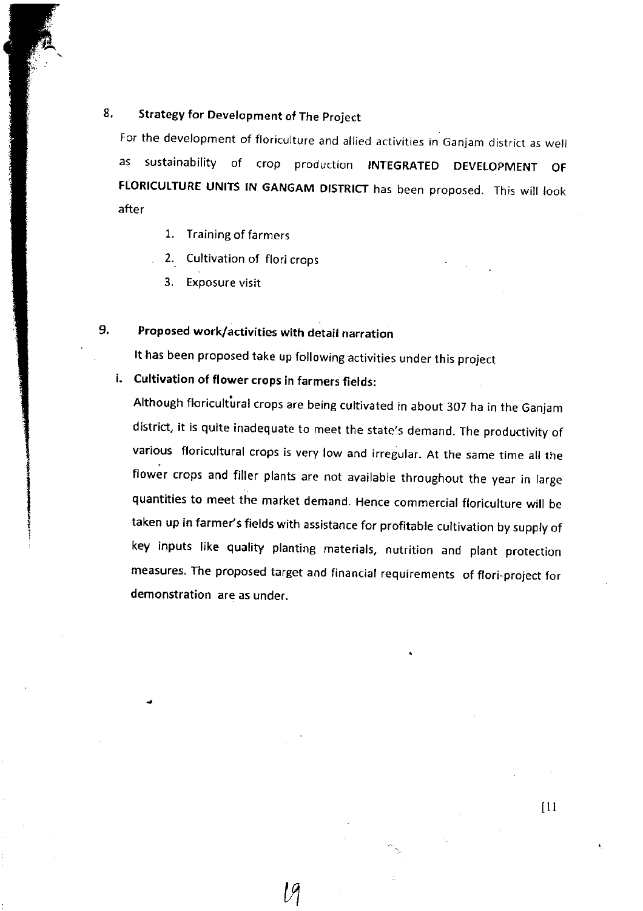## 8. Strategy for Development of The Project

For the development of floriculture and allied activities in Ganjam district as well as sustainability of crop production **INTEGRATED DEVELOPMENT OF FLORICULTURE UNITS IN GANGAM DISTRICT** has been proposed. This will look after

1. Training of farmers
2. Cultivation of flori crops
3. Exposure visit

## 9. Proposed work/activities with detail narration

It has been proposed take up following activities under this project

**i. Cultivation of flower crops in farmers fields:**

Although floricultural crops are being cultivated in about 307 ha in the Ganjam district, it is quite inadequate to meet the state's demand. The productivity of various floricultural crops is very low and irregular. At the same time all the flower crops and filler plants are not available throughout the year in large quantities to meet the market demand. Hence commercial floriculture will be taken up in farmer's fields with assistance for profitable cultivation by supply of key inputs like quality planting materials, nutrition and plant protection measures. The proposed target and financial requirements of flori-project for demonstration are as under.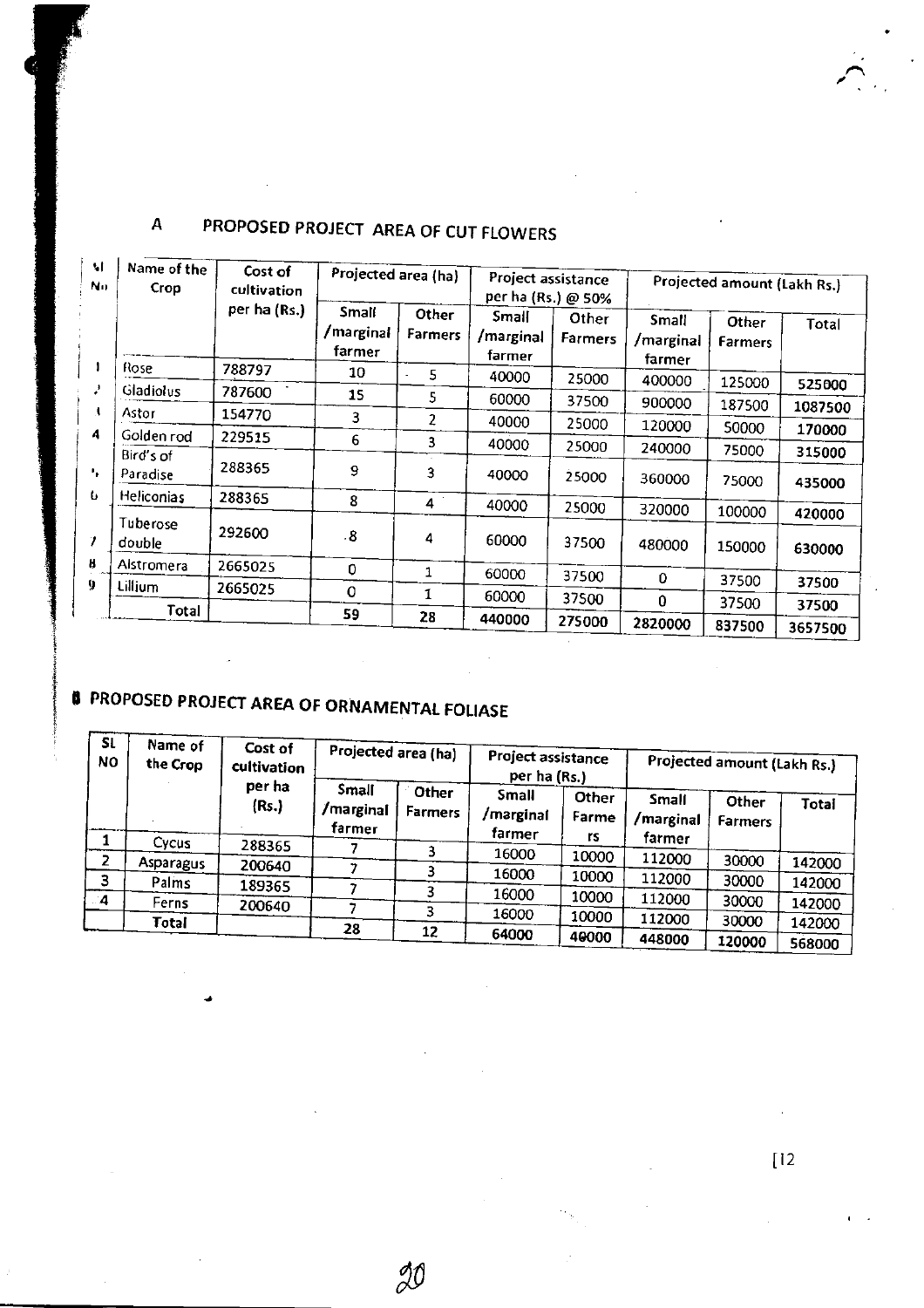## A PROPOSED PROJECT AREA OF CUT FLOWERS

| Sl No | Name of the Crop | Cost of cultivation per ha (Rs.) | Projected area (ha) | | Project assistance per ha (Rs.) @ 50% | | Projected amount (Lakh Rs.) | | |
|---|---|---|---|---|---|---|---|---|---|
| | | | Small /marginal farmer | Other Farmers | Small /marginal farmer | Other Farmers | Small /marginal farmer | Other Farmers | Total |
| 1 | Rose | 788797 | 10 | 5 | 40000 | 25000 | 400000 | 125000 | 525000 |
| 2 | Gladiolus | 787600 | 15 | 5 | 60000 | 37500 | 900000 | 187500 | 1087500 |
| 3 | Astor | 154770 | 3 | 2 | 40000 | 25000 | 120000 | 50000 | 170000 |
| 4 | Golden rod | 229515 | 6 | 3 | 40000 | 25000 | 240000 | 75000 | 315000 |
| 5 | Bird's of Paradise | 288365 | 9 | 3 | 40000 | 25000 | 360000 | 75000 | 435000 |
| 6 | Heliconias | 288365 | 8 | 4 | 40000 | 25000 | 320000 | 100000 | 420000 |
| 7 | Tuberose double | 292600 | 8 | 4 | 60000 | 37500 | 480000 | 150000 | 630000 |
| 8 | Alstromera | 2665025 | 0 | 1 | 60000 | 37500 | 0 | 37500 | 37500 |
| 9 | Lillium | 2665025 | 0 | 1 | 60000 | 37500 | 0 | 37500 | 37500 |
| | Total | | 59 | 28 | 440000 | 275000 | 2820000 | 837500 | 3657500 |

## B PROPOSED PROJECT AREA OF ORNAMENTAL FOLIASE

| SL NO | Name of the Crop | Cost of cultivation per ha (Rs.) | Projected area (ha) | | Project assistance per ha (Rs.) | | Projected amount (Lakh Rs.) | | |
|---|---|---|---|---|---|---|---|---|---|
| | | | Small /marginal farmer | Other Farmers | Small /marginal farmer | Other Farmers | Small /marginal farmer | Other Farmers | Total |
| 1 | Cycus | 288365 | 7 | 3 | 16000 | 10000 | 112000 | 30000 | 142000 |
| 2 | Asparagus | 200640 | 7 | 3 | 16000 | 10000 | 112000 | 30000 | 142000 |
| 3 | Palms | 189365 | 7 | 3 | 16000 | 10000 | 112000 | 30000 | 142000 |
| 4 | Ferns | 200640 | 7 | 3 | 16000 | 10000 | 112000 | 30000 | 142000 |
| | Total | | 28 | 12 | 64000 | 40000 | 448000 | 120000 | 568000 |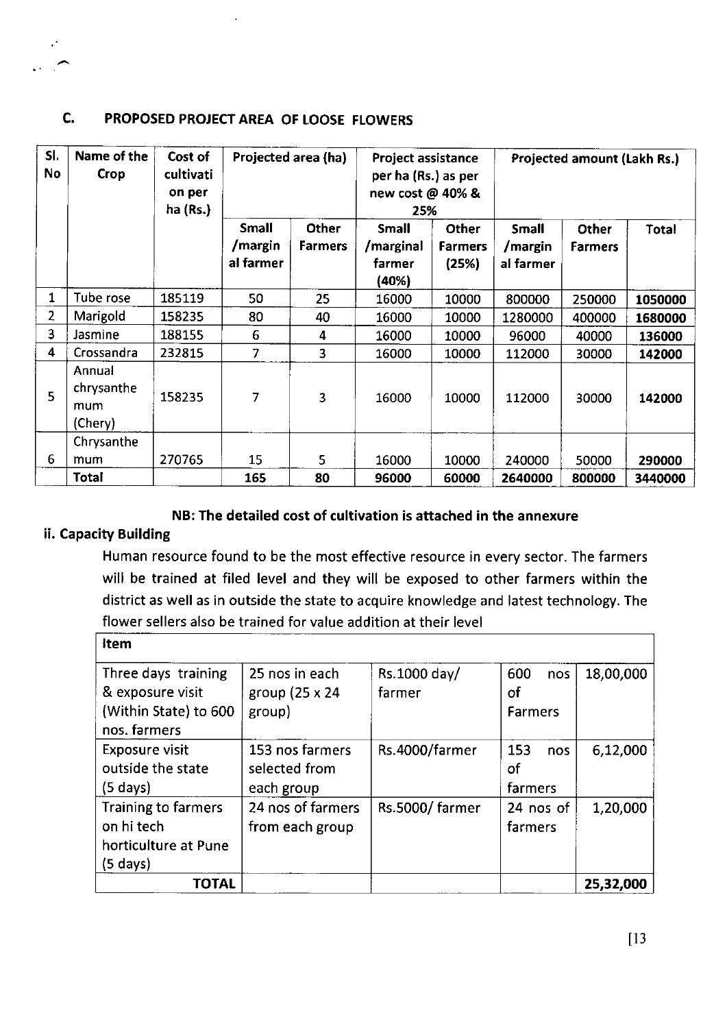## C. PROPOSED PROJECT AREA OF LOOSE FLOWERS

| Sl. No | Name of the Crop | Cost of cultivation per ha (Rs.) | Projected area (ha) | | Project assistance per ha (Rs.) as per new cost @ 40% & 25% | | Projected amount (Lakh Rs.) | | |
|---|---|---|---|---|---|---|---|---|---|
| | | | Small /marginal farmer | Other Farmers | Small /marginal farmer (40%) | Other Farmers (25%) | Small /marginal farmer | Other Farmers | Total |
| 1 | Tube rose | 185119 | 50 | 25 | 16000 | 10000 | 800000 | 250000 | **1050000** |
| 2 | Marigold | 158235 | 80 | 40 | 16000 | 10000 | 1280000 | 400000 | **1680000** |
| 3 | Jasmine | 188155 | 6 | 4 | 16000 | 10000 | 96000 | 40000 | **136000** |
| 4 | Crossandra | 232815 | 7 | 3 | 16000 | 10000 | 112000 | 30000 | **142000** |
| 5 | Annual chrysanthemum (Chery) | 158235 | 7 | 3 | 16000 | 10000 | 112000 | 30000 | **142000** |
| 6 | Chrysanthemum | 270765 | 15 | 5 | 16000 | 10000 | 240000 | 50000 | **290000** |
| | **Total** | | **165** | **80** | **96000** | **60000** | **2640000** | **800000** | **3440000** |

**NB: The detailed cost of cultivation is attached in the annexure**

### ii. Capacity Building

Human resource found to be the most effective resource in every sector. The farmers will be trained at filed level and they will be exposed to other farmers within the district as well as in outside the state to acquire knowledge and latest technology. The flower sellers also be trained for value addition at their level

| Item | | | | |
|---|---|---|---|---|
| Three days training & exposure visit (Within State) to 600 nos. farmers | 25 nos in each group (25 x 24 group) | Rs.1000 day/ farmer | 600 nos of Farmers | 18,00,000 |
| Exposure visit outside the state (5 days) | 153 nos farmers selected from each group | Rs.4000/farmer | 153 nos of farmers | 6,12,000 |
| Training to farmers on hi tech horticulture at Pune (5 days) | 24 nos of farmers from each group | Rs.5000/ farmer | 24 nos of farmers | 1,20,000 |
| **TOTAL** | | | | **25,32,000** |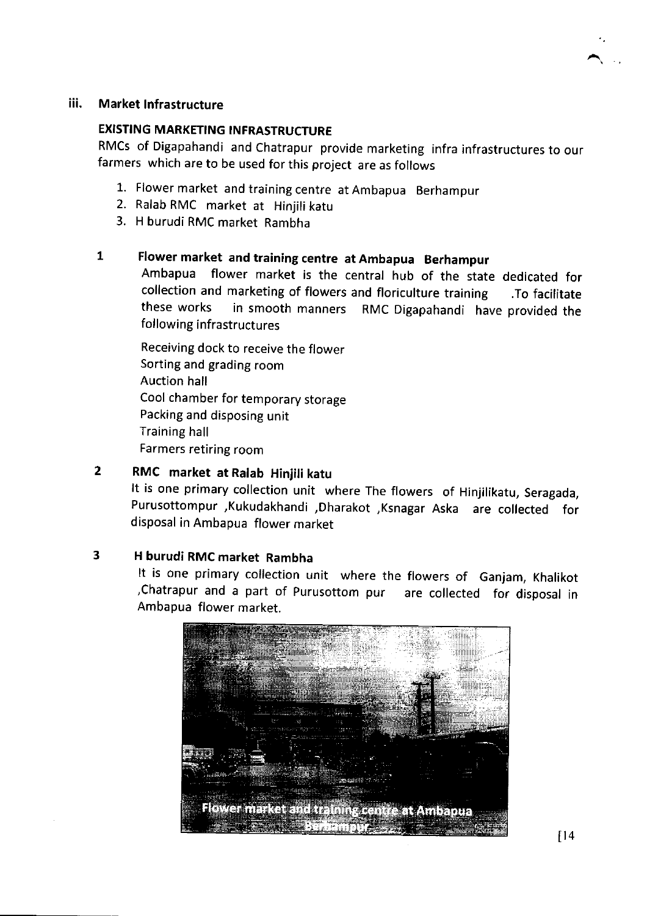### iii. Market Infrastructure

**EXISTING MARKETING INFRASTRUCTURE**

RMCs of Digapahandi and Chatrapur provide marketing infra infrastructures to our farmers which are to be used for this project are as follows

1. Flower market and training centre at Ambapua Berhampur
2. Ralab RMC market at Hinjili katu
3. H burudi RMC market Rambha

**1 Flower market and training centre at Ambapua Berhampur**

Ambapua flower market is the central hub of the state dedicated for collection and marketing of flowers and floriculture training .To facilitate these works in smooth manners RMC Digapahandi have provided the following infrastructures

Receiving dock to receive the flower
Sorting and grading room
Auction hall
Cool chamber for temporary storage
Packing and disposing unit
Training hall
Farmers retiring room

**2 RMC market at Ralab Hinjili katu**

It is one primary collection unit where The flowers of Hinjilikatu, Seragada, Purusottompur ,Kukudakhandi ,Dharakot ,Ksnagar Aska are collected for disposal in Ambapua flower market

**3 H burudi RMC market Rambha**

It is one primary collection unit where the flowers of Ganjam, Khalikot ,Chatrapur and a part of Purusottom pur are collected for disposal in Ambapua flower market.

Flower market and training centre at Ambapua Berhampur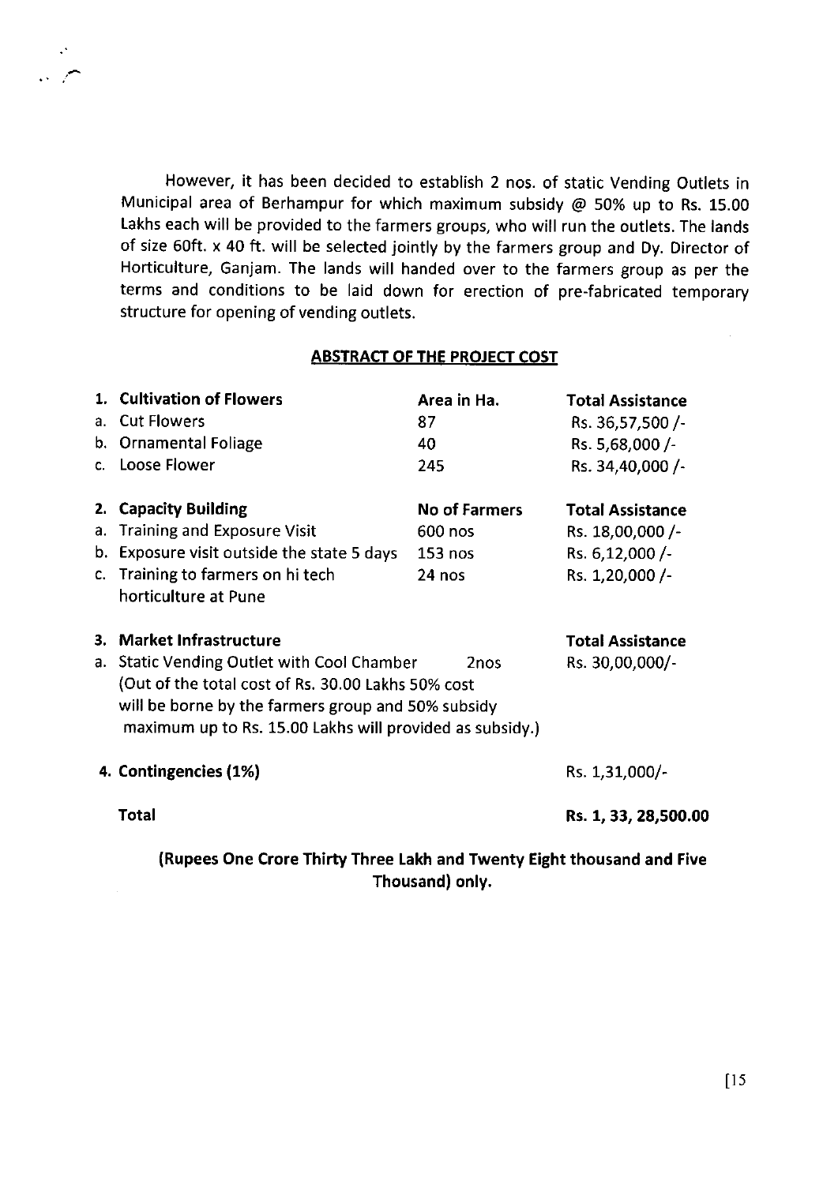However, it has been decided to establish 2 nos. of static Vending Outlets in Municipal area of Berhampur for which maximum subsidy @ 50% up to Rs. 15.00 Lakhs each will be provided to the farmers groups, who will run the outlets. The lands of size 60ft. x 40 ft. will be selected jointly by the farmers group and Dy. Director of Horticulture, Ganjam. The lands will handed over to the farmers group as per the terms and conditions to be laid down for erection of pre-fabricated temporary structure for opening of vending outlets.

## ABSTRACT OF THE PROJECT COST

| | | | |
|---|---|---|---|
| **1.** | **Cultivation of Flowers** | **Area in Ha.** | **Total Assistance** |
| a. | Cut Flowers | 87 | Rs. 36,57,500 /- |
| b. | Ornamental Foliage | 40 | Rs. 5,68,000 /- |
| c. | Loose Flower | 245 | Rs. 34,40,000 /- |
| **2.** | **Capacity Building** | **No of Farmers** | **Total Assistance** |
| a. | Training and Exposure Visit | 600 nos | Rs. 18,00,000 /- |
| b. | Exposure visit outside the state 5 days | 153 nos | Rs. 6,12,000 /- |
| c. | Training to farmers on hi tech horticulture at Pune | 24 nos | Rs. 1,20,000 /- |
| **3.** | **Market Infrastructure** | | **Total Assistance** |
| a. | Static Vending Outlet with Cool Chamber (Out of the total cost of Rs. 30.00 Lakhs 50% cost will be borne by the farmers group and 50% subsidy maximum up to Rs. 15.00 Lakhs will provided as subsidy.) | 2nos | Rs. 30,00,000/- |
| **4.** | **Contingencies (1%)** | | Rs. 1,31,000/- |
| | **Total** | | **Rs. 1, 33, 28,500.00** |

**(Rupees One Crore Thirty Three Lakh and Twenty Eight thousand and Five Thousand) only.**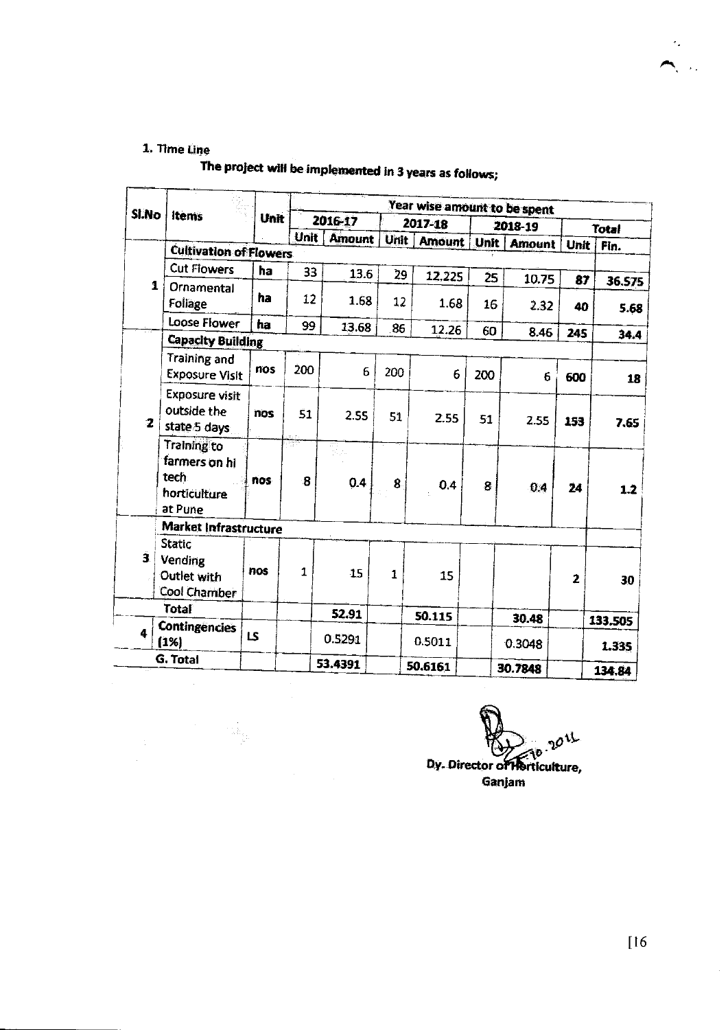1. Time Line

The project will be implemented in 3 years as follows;

| Sl.No | Items | Unit | Year wise amount to be spent | | | | | | | |
|---|---|---|---|---|---|---|---|---|---|---|
| | | | 2016-17 | | 2017-18 | | 2018-19 | | Total | |
| | | | Unit | Amount | Unit | Amount | Unit | Amount | Unit | Fin. |
| 1 | **Cultivation of Flowers** | | | | | | | | | |
| | Cut Flowers | ha | 33 | 13.6 | 29 | 12.225 | 25 | 10.75 | 87 | 36.575 |
| | Ornamental Foliage | ha | 12 | 1.68 | 12 | 1.68 | 16 | 2.32 | 40 | 5.68 |
| | Loose Flower | ha | 99 | 13.68 | 86 | 12.26 | 60 | 8.46 | 245 | 34.4 |
| 2 | **Capacity Building** | | | | | | | | | |
| | Training and Exposure Visit | nos | 200 | 6 | 200 | 6 | 200 | 6 | 600 | 18 |
| | Exposure visit outside the state 5 days | nos | 51 | 2.55 | 51 | 2.55 | 51 | 2.55 | 153 | 7.65 |
| | Training to farmers on hi tech horticulture at Pune | nos | 8 | 0.4 | 8 | 0.4 | 8 | 0.4 | 24 | 1.2 |
| 3 | **Market Infrastructure** | | | | | | | | | |
| | Static Vending Outlet with Cool Chamber | nos | 1 | 15 | 1 | 15 | | | 2 | 30 |
| | **Total** | | | 52.91 | | 50.115 | | 30.48 | | 133.505 |
| 4 | **Contingencies (1%)** | LS | | 0.5291 | | 0.5011 | | 0.3048 | | 1.335 |
| | **G. Total** | | | 53.4391 | | 50.6161 | | 30.7848 | | 134.84 |

Dy. Director of Horticulture,
Ganjam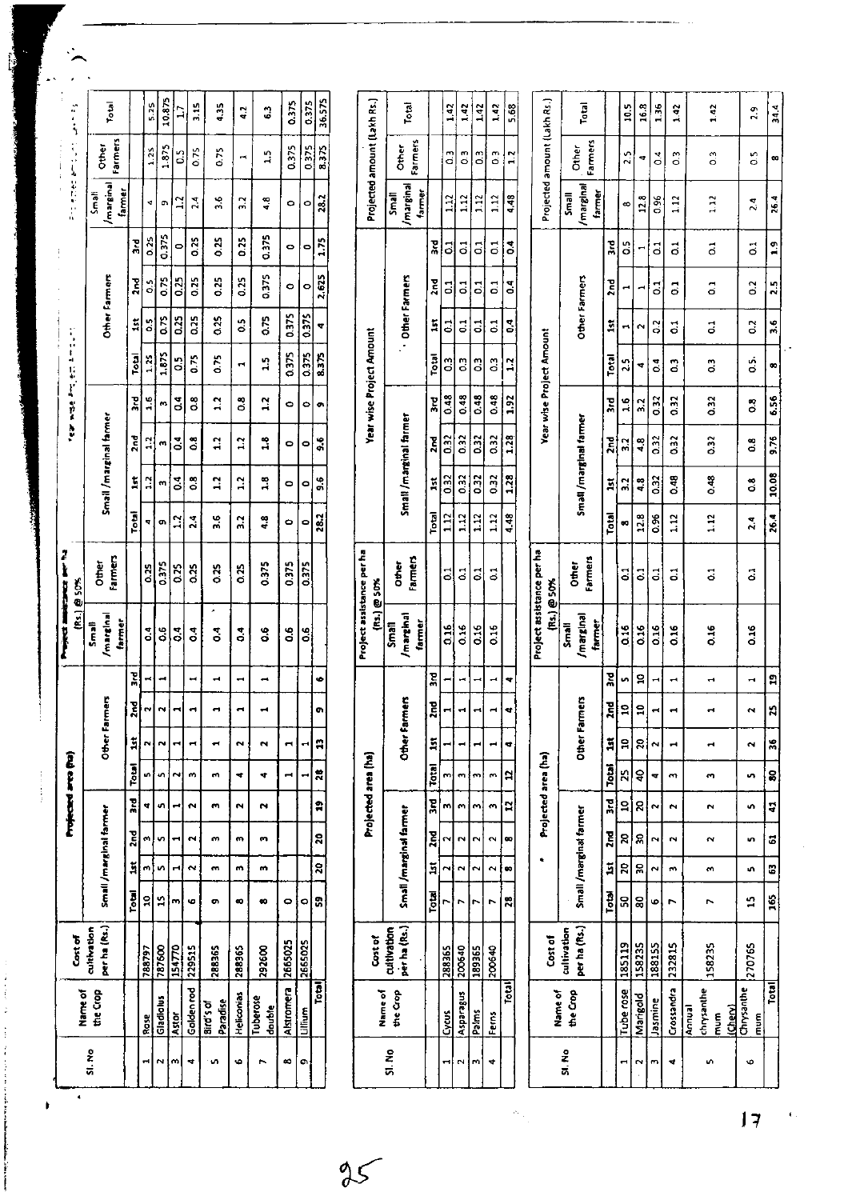| Sl. No | Name of the Crop | Cost of cultivation per ha (Rs.) | Projected area (ha) | | | | | | | | Project assistance per ha (Rs.) @ 50% | | Year wise Project Amount | | | | | | | | Projected amount (Lakh Rs.) | | |
|---|---|---|---|---|---|---|---|---|---|---|---|---|---|---|---|---|---|---|---|---|---|---|---|
| | | | Small /marginal farmer | | | | Other Farmers | | | | Small /marginal farmer | Other Farmers | Small /marginal farmer | | | | Other Farmers | | | | Small /marginal farmer | Other Farmers | Total |
| | | | Total | 1st | 2nd | 3rd | Total | 1st | 2nd | 3rd | | | Total | 1st | 2nd | 3rd | Total | 1st | 2nd | 3rd | | | |
| 1 | Rose | 788797 | 10 | 3 | 3 | 4 | 5 | 2 | 2 | 1 | 0.4 | 0.25 | 4 | 1.2 | 1.2 | 1.6 | 1.25 | 0.5 | 0.5 | 0.25 | 4 | 1.25 | 5.25 |
| 2 | Gladiolus | 787600 | 15 | 5 | 5 | 5 | 5 | 2 | 2 | 1 | 0.6 | 0.375 | 9 | 3 | 3 | 3 | 1.875 | 0.75 | 0.75 | 0.375 | 9 | 1.875 | 10.875 |
| 3 | Astor | 154770 | 3 | 1 | 1 | 1 | 2 | 1 | 1 | | 0.4 | 0.25 | 1.2 | 0.4 | 0.4 | 0.4 | 0.5 | 0.25 | 0.25 | 0 | 1.2 | 0.5 | 1.7 |
| 4 | Golden rod | 229515 | 6 | 2 | 2 | 2 | 3 | 1 | 1 | 1 | 0.4 | 0.25 | 2.4 | 0.8 | 0.8 | 0.8 | 0.75 | 0.25 | 0.25 | 0.25 | 2.4 | 0.75 | 3.15 |
| 5 | Bird's of Paradise | 288365 | 9 | 3 | 3 | 3 | 3 | 1 | 1 | 1 | 0.4 | 0.25 | 3.6 | 1.2 | 1.2 | 1.2 | 0.75 | 0.25 | 0.25 | 0.25 | 3.6 | 0.75 | 4.35 |
| 6 | Heliconias | 288365 | 8 | 3 | 3 | 2 | 4 | 2 | 1 | 1 | 0.4 | 0.25 | 3.2 | 1.2 | 1.2 | 0.8 | 1 | 0.5 | 0.25 | 0.25 | 3.2 | 1 | 4.2 |
| 7 | Tuberose double | 292600 | 8 | 3 | 3 | 2 | 4 | 2 | 1 | 1 | 0.6 | 0.375 | 4.8 | 1.8 | 1.8 | 1.2 | 1.5 | 0.75 | 0.375 | 0.375 | 4.8 | 1.5 | 6.3 |
| 8 | Alstromera | 2665025 | 0 | | | | 1 | 1 | | | 0.6 | 0.375 | 0 | 0 | 0 | 0 | 0.375 | 0.375 | 0 | 0 | 0 | 0.375 | 0.375 |
| 9 | Lilium | 2665025 | 0 | | | | 1 | 1 | | | 0.6 | 0.375 | 0 | 0 | 0 | 0 | 0.375 | 0.375 | 0 | 0 | 0 | 0.375 | 0.375 |
| | Total | | 59 | 20 | 20 | 19 | 28 | 13 | 9 | 6 | | | 28.2 | 9.6 | 9.6 | 9 | 8.375 | 4 | 2.625 | 1.75 | 28.2 | 8.375 | 36.575 |

| Sl. No | Name of the Crop | Cost of cultivation per ha (Rs.) | Projected area (ha) | | | | | | | | Project assistance per ha (Rs.) @ 50% | | Year wise Project Amount | | | | | | | | Projected amount (Lakh Rs.) | | |
|---|---|---|---|---|---|---|---|---|---|---|---|---|---|---|---|---|---|---|---|---|---|---|---|
| | | | Small /marginal farmer | | | | Other Farmers | | | | Small /marginal farmer | Other Farmers | Small /marginal farmer | | | | Other Farmers | | | | Small /marginal farmer | Other Farmers | Total |
| | | | Total | 1st | 2nd | 3rd | Total | 1st | 2nd | 3rd | | | Total | 1st | 2nd | 3rd | Total | 1st | 2nd | 3rd | | | |
| 1 | Cycus | 288365 | 7 | 2 | 2 | 3 | 3 | 1 | 1 | 1 | 0.16 | 0.1 | 1.12 | 0.32 | 0.32 | 0.48 | 0.3 | 0.1 | 0.1 | 0.1 | 1.12 | 0.3 | 1.42 |
| 2 | Asparagus | 200640 | 7 | 2 | 2 | 3 | 3 | 1 | 1 | 1 | 0.16 | 0.1 | 1.12 | 0.32 | 0.32 | 0.48 | 0.3 | 0.1 | 0.1 | 0.1 | 1.12 | 0.3 | 1.42 |
| 3 | Palms | 189365 | 7 | 2 | 2 | 3 | 3 | 1 | 1 | 1 | 0.16 | 0.1 | 1.12 | 0.32 | 0.32 | 0.48 | 0.3 | 0.1 | 0.1 | 0.1 | 1.12 | 0.3 | 1.42 |
| 4 | Ferns | 200640 | 7 | 2 | 2 | 3 | 3 | 1 | 1 | 1 | 0.16 | 0.1 | 1.12 | 0.32 | 0.32 | 0.48 | 0.3 | 0.1 | 0.1 | 0.1 | 1.12 | 0.3 | 1.42 |
| | Total | | 28 | 8 | 8 | 12 | 12 | 4 | 4 | 4 | | | 4.48 | 1.28 | 1.28 | 1.92 | 1.2 | 0.4 | 0.4 | 0.4 | 4.48 | 1.2 | 5.68 |

| Sl. No | Name of the Crop | Cost of cultivation per ha (Rs.) | Projected area (ha) | | | | | | | | Project assistance per ha (Rs.) @ 50% | | Year wise Project Amount | | | | | | | | Projected amount (Lakh Rs.) | | |
|---|---|---|---|---|---|---|---|---|---|---|---|---|---|---|---|---|---|---|---|---|---|---|---|
| | | | Small /marginal farmer | | | | Other Farmers | | | | Small /marginal farmer | Other Farmers | Small /marginal farmer | | | | Other Farmers | | | | Small /marginal farmer | Other Farmers | Total |
| | | | Total | 1st | 2nd | 3rd | Total | 1st | 2nd | 3rd | | | Total | 1st | 2nd | 3rd | Total | 1st | 2nd | 3rd | | | |
| 1 | Tube rose | 185119 | 50 | 20 | 20 | 10 | 25 | 10 | 10 | 5 | 0.16 | 0.1 | 8 | 3.2 | 3.2 | 1.6 | 2.5 | 1 | 1 | 0.5 | 8 | 2.5 | 10.5 |
| 2 | Marigold | 158235 | 80 | 30 | 30 | 20 | 40 | 20 | 10 | 10 | 0.16 | 0.1 | 12.8 | 4.8 | 4.8 | 3.2 | 4 | 2 | 1 | 1 | 12.8 | 4 | 16.8 |
| 3 | Jasmine | 188155 | 6 | 2 | 2 | 2 | 4 | 2 | 1 | 1 | 0.16 | 0.1 | 0.96 | 0.32 | 0.32 | 0.32 | 0.4 | 0.2 | 0.1 | 0.1 | 0.96 | 0.4 | 1.36 |
| 4 | Crossandra | 232815 | 7 | 3 | 2 | 2 | 3 | 1 | 1 | 1 | 0.16 | 0.1 | 1.12 | 0.48 | 0.32 | 0.32 | 0.3 | 0.1 | 0.1 | 0.1 | 1.12 | 0.3 | 1.42 |
| 5 | Annual chrysanthemum (Chery) | 158235 | 7 | 3 | 2 | 2 | 3 | 1 | 1 | 1 | 0.16 | 0.1 | 1.12 | 0.48 | 0.32 | 0.32 | 0.3 | 0.1 | 0.1 | 0.1 | 1.12 | 0.3 | 1.42 |
| 6 | Chrysanthemum | 270765 | 15 | 5 | 5 | 5 | 5 | 2 | 2 | 1 | 0.16 | 0.1 | 2.4 | 0.8 | 0.8 | 0.8 | 0.5 | 0.2 | 0.2 | 0.1 | 2.4 | 0.5 | 2.9 |
| | Total | | 165 | 63 | 61 | 41 | 80 | 36 | 25 | 19 | | | 26.4 | 10.08 | 9.76 | 6.56 | 8 | 3.6 | 2.5 | 1.9 | 26.4 | 8 | 34.4 |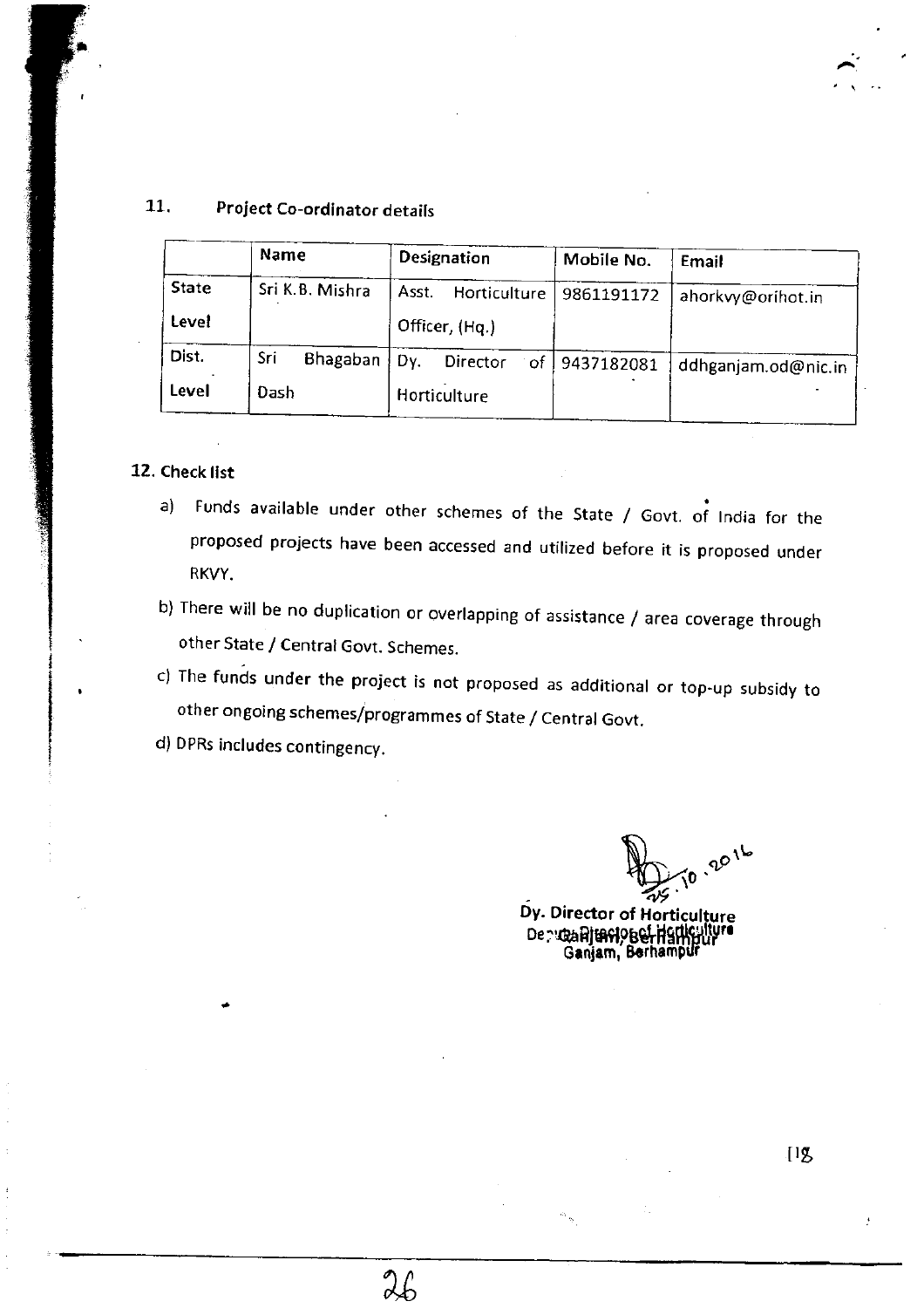## 11. Project Co-ordinator details

| | Name | Designation | Mobile No. | Email |
|---|---|---|---|---|
| State Level | Sri K.B. Mishra | Asst. Horticulture Officer, (Hq.) | 9861191172 | ahorkvy@orihot.in |
| Dist. Level | Sri Bhagaban Dash | Dy. Director of Horticulture | 9437182081 | ddhganjam.od@nic.in |

## 12. Check list

a) Funds available under other schemes of the State / Govt. of India for the proposed projects have been accessed and utilized before it is proposed under RKVY.

b) There will be no duplication or overlapping of assistance / area coverage through other State / Central Govt. Schemes.

c) The funds under the project is not proposed as additional or top-up subsidy to other ongoing schemes/programmes of State / Central Govt.

d) DPRs includes contingency.

25.10.2016

**Dy. Director of Horticulture**
**Deputy Director of Horticulture**
**Ganjam, Berhampur**